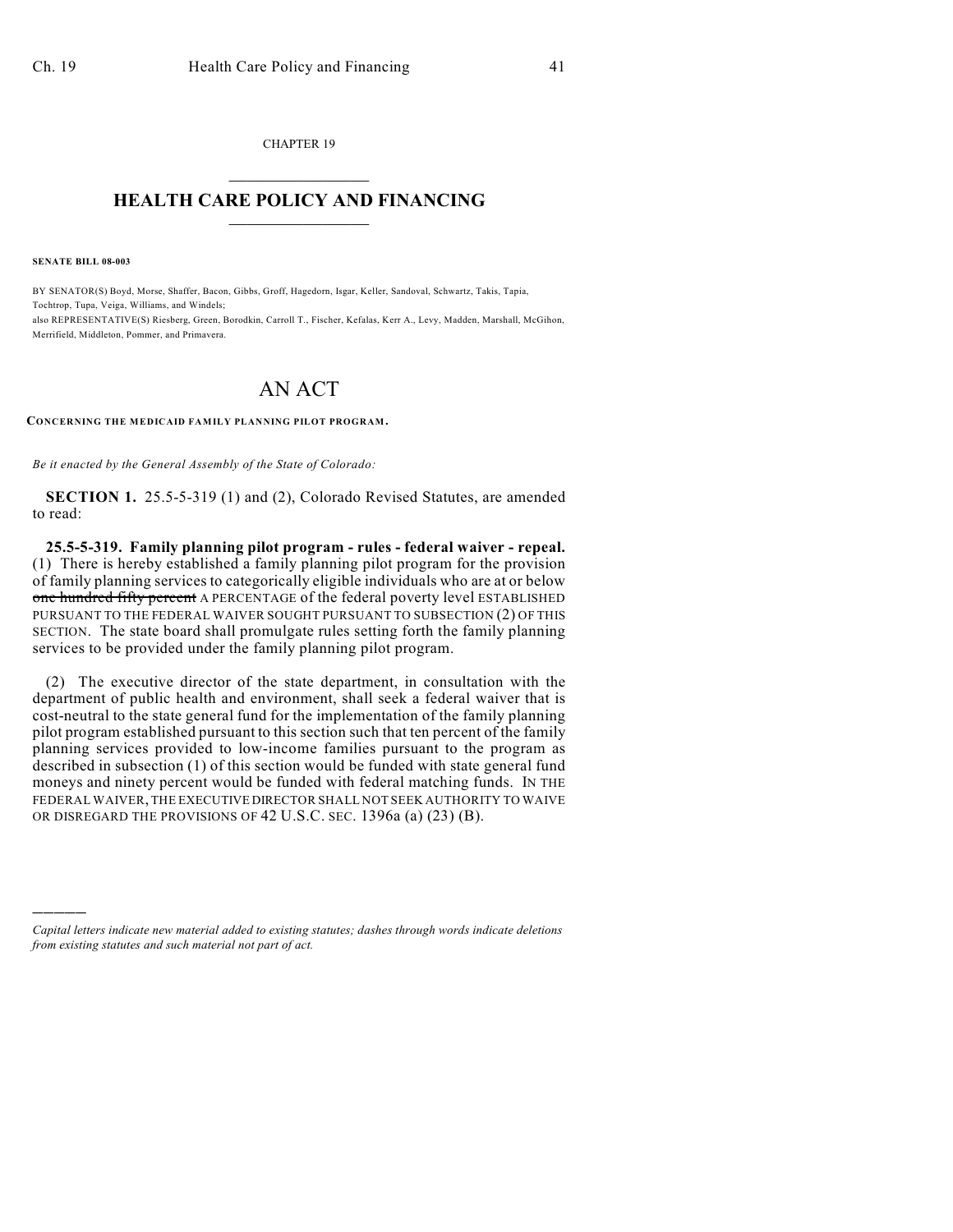CHAPTER 19

# HEALTH CARE POLICY AND FINANCING

**SENATE BILL 08-003**

BY SENATOR(S) Boyd, Morse, Shaffer, Bacon, Gibbs, Groff, Hagedorn, Isgar, Keller, Sandoval, Schwartz, Takis, Tapia, Tochtrop, Tupa, Veiga, Williams, and Windels;
also REPRESENTATIVE(S) Riesberg, Green, Borodkin, Carroll T., Fischer, Kefalas, Kerr A., Levy, Madden, Marshall, McGihon, Merrifield, Middleton, Pommer, and Primavera.

# AN ACT

**CONCERNING THE MEDICAID FAMILY PLANNING PILOT PROGRAM.**

*Be it enacted by the General Assembly of the State of Colorado:*

**SECTION 1.** 25.5-5-319 (1) and (2), Colorado Revised Statutes, are amended to read:

**25.5-5-319. Family planning pilot program - rules - federal waiver - repeal.** (1) There is hereby established a family planning pilot program for the provision of family planning services to categorically eligible individuals who are at or below ~~one hundred fifty percent~~ A PERCENTAGE of the federal poverty level ESTABLISHED PURSUANT TO THE FEDERAL WAIVER SOUGHT PURSUANT TO SUBSECTION (2) OF THIS SECTION. The state board shall promulgate rules setting forth the family planning services to be provided under the family planning pilot program.

(2) The executive director of the state department, in consultation with the department of public health and environment, shall seek a federal waiver that is cost-neutral to the state general fund for the implementation of the family planning pilot program established pursuant to this section such that ten percent of the family planning services provided to low-income families pursuant to the program as described in subsection (1) of this section would be funded with state general fund moneys and ninety percent would be funded with federal matching funds. IN THE FEDERAL WAIVER, THE EXECUTIVE DIRECTOR SHALL NOT SEEK AUTHORITY TO WAIVE OR DISREGARD THE PROVISIONS OF 42 U.S.C. SEC. 1396a (a) (23) (B).

---

*Capital letters indicate new material added to existing statutes; dashes through words indicate deletions from existing statutes and such material not part of act.*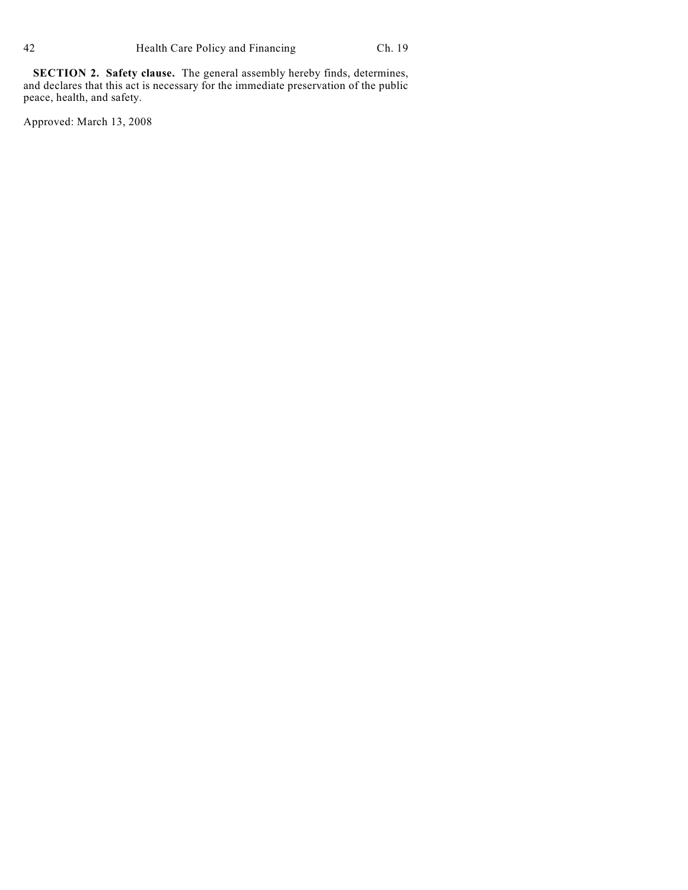**SECTION 2. Safety clause.** The general assembly hereby finds, determines, and declares that this act is necessary for the immediate preservation of the public peace, health, and safety.

Approved: March 13, 2008